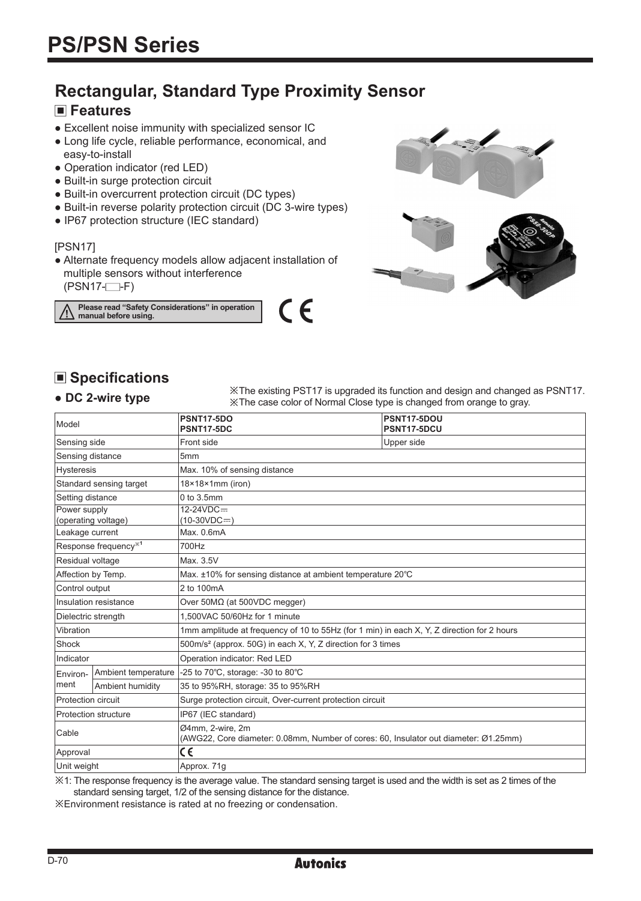# PS/PSN Series

## Rectangular, Standard Type Proximity Sensor

### ■ Features

- Excellent noise immunity with specialized sensor IC
- Long life cycle, reliable performance, economical, and easy-to-install
- Operation indicator (red LED)
- Built-in surge protection circuit
- Built-in overcurrent protection circuit (DC types)
- Built-in reverse polarity protection circuit (DC 3-wire types)
- IP67 protection structure (IEC standard)

[PSN17]

- Alternate frequency models allow adjacent installation of multiple sensors without interference (PSN17-□-F)

⚠ Please read "Safety Considerations" in operation manual before using.

CE

### ■ Specifications

#### ● DC 2-wire type

※The existing PST17 is upgraded its function and design and changed as PSNT17.
※The case color of Normal Close type is changed from orange to gray.

| Model | | PSNT17-5DO<br>PSNT17-5DC | PSNT17-5DOU<br>PSNT17-5DCU |
|---|---|---|---|
| Sensing side | | Front side | Upper side |
| Sensing distance | | 5mm | |
| Hysteresis | | Max. 10% of sensing distance | |
| Standard sensing target | | 18×18×1mm (iron) | |
| Setting distance | | 0 to 3.5mm | |
| Power supply (operating voltage) | | 12-24VDC⎓<br>(10-30VDC⎓) | |
| Leakage current | | Max. 0.6mA | |
| Response frequency※1 | | 700Hz | |
| Residual voltage | | Max. 3.5V | |
| Affection by Temp. | | Max. ±10% for sensing distance at ambient temperature 20℃ | |
| Control output | | 2 to 100mA | |
| Insulation resistance | | Over 50MΩ (at 500VDC megger) | |
| Dielectric strength | | 1,500VAC 50/60Hz for 1 minute | |
| Vibration | | 1mm amplitude at frequency of 10 to 55Hz (for 1 min) in each X, Y, Z direction for 2 hours | |
| Shock | | 500m/s² (approx. 50G) in each X, Y, Z direction for 3 times | |
| Indicator | | Operation indicator: Red LED | |
| Environment | Ambient temperature | -25 to 70℃, storage: -30 to 80℃ | |
| | Ambient humidity | 35 to 95%RH, storage: 35 to 95%RH | |
| Protection circuit | | Surge protection circuit, Over-current protection circuit | |
| Protection structure | | IP67 (IEC standard) | |
| Cable | | Ø4mm, 2-wire, 2m<br>(AWG22, Core diameter: 0.08mm, Number of cores: 60, Insulator out diameter: Ø1.25mm) | |
| Approval | | CE | |
| Unit weight | | Approx. 71g | |

※1: The response frequency is the average value. The standard sensing target is used and the width is set as 2 times of the standard sensing target, 1/2 of the sensing distance for the distance.

※Environment resistance is rated at no freezing or condensation.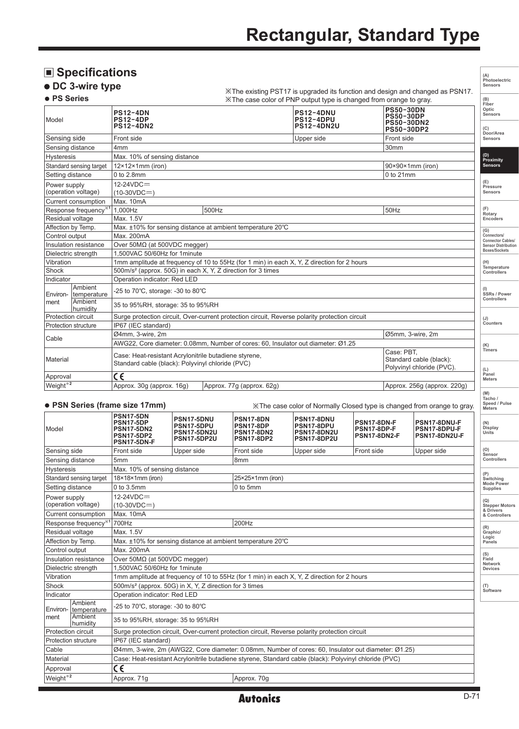# Rectangular, Standard Type

## ■ Specifications

### ● DC 3-wire type

● **PS Series**

※The existing PST17 is upgraded its function and design and changed as PSN17.
※The case color of PNP output type is changed from orange to gray.

| Model | | PS12-4DN<br>PS12-4DP<br>PS12-4DN2 | | PS12-4DNU<br>PS12-4DPU<br>PS12-4DN2U | PS50-30DN<br>PS50-30DP<br>PS50-30DN2<br>PS50-30DP2 |
|---|---|---|---|---|---|
| Sensing side | | Front side | | Upper side | Front side |
| Sensing distance | | 4mm | | | 30mm |
| Hysteresis | | Max. 10% of sensing distance | | | |
| Standard sensing target | | 12×12×1mm (iron) | | | 90×90×1mm (iron) |
| Setting distance | | 0 to 2.8mm | | | 0 to 21mm |
| Power supply (operation voltage) | | 12-24VDC⎓ (10-30VDC⎓) | | | |
| Current consumption | | Max. 10mA | | | |
| Response frequency※1 | | 1,000Hz | 500Hz | | 50Hz |
| Residual voltage | | Max. 1.5V | | | |
| Affection by Temp. | | Max. ±10% for sensing distance at ambient temperature 20℃ | | | |
| Control output | | Max. 200mA | | | |
| Insulation resistance | | Over 50MΩ (at 500VDC megger) | | | |
| Dielectric strength | | 1,500VAC 50/60Hz for 1minute | | | |
| Vibration | | 1mm amplitude at frequency of 10 to 55Hz (for 1 min) in each X, Y, Z direction for 2 hours | | | |
| Shock | | 500m/s² (approx. 50G) in each X, Y, Z direction for 3 times | | | |
| Indicator | | Operation indicator: Red LED | | | |
| Environ-ment | Ambient temperature | -25 to 70℃, storage: -30 to 80℃ | | | |
| | Ambient humidity | 35 to 95%RH, storage: 35 to 95%RH | | | |
| Protection circuit | | Surge protection circuit, Over-current protection circuit, Reverse polarity protection circuit | | | |
| Protection structure | | IP67 (IEC standard) | | | |
| Cable | | Ø4mm, 3-wire, 2m | | | Ø5mm, 3-wire, 2m |
| | | AWG22, Core diameter: 0.08mm, Number of cores: 60, Insulator out diameter: Ø1.25 | | | |
| Material | | Case: Heat-resistant Acrylonitrile butadiene styrene, Standard cable (black): Polyvinyl chloride (PVC) | | | Case: PBT, Standard cable (black): Polyvinyl chloride (PVC). |
| Approval | | CE | | | |
| Weight※2 | | Approx. 30g (approx. 16g) | Approx. 77g (approx. 62g) | | Approx. 256g (approx. 220g) |

● **PSN Series (frame size 17mm)**

※The case color of Normally Closed type is changed from orange to gray.

| Model | | PSN17-5DN<br>PSN17-5DP<br>PSN17-5DN2<br>PSN17-5DP2<br>PSN17-5DN-F | PSN17-5DNU<br>PSN17-5DPU<br>PSN17-5DN2U<br>PSN17-5DP2U | PSN17-8DN<br>PSN17-8DP<br>PSN17-8DN2<br>PSN17-8DP2 | PSN17-8DNU<br>PSN17-8DPU<br>PSN17-8DN2U<br>PSN17-8DP2U | PSN17-8DN-F<br>PSN17-8DP-F<br>PSN17-8DN2-F | PSN17-8DNU-F<br>PSN17-8DPU-F<br>PSN17-8DN2U-F |
|---|---|---|---|---|---|---|---|
| Sensing side | | Front side | Upper side | Front side | Upper side | Front side | Upper side |
| Sensing distance | | 5mm | | 8mm | | | |
| Hysteresis | | Max. 10% of sensing distance | | | | | |
| Standard sensing target | | 18×18×1mm (iron) | | 25×25×1mm (iron) | | | |
| Setting distance | | 0 to 3.5mm | | 0 to 5mm | | | |
| Power supply (operation voltage) | | 12-24VDC⎓ (10-30VDC⎓) | | | | | |
| Current consumption | | Max. 10mA | | | | | |
| Response frequency※1 | | 700Hz | | 200Hz | | | |
| Residual voltage | | Max. 1.5V | | | | | |
| Affection by Temp. | | Max. ±10% for sensing distance at ambient temperature 20℃ | | | | | |
| Control output | | Max. 200mA | | | | | |
| Insulation resistance | | Over 50MΩ (at 500VDC megger) | | | | | |
| Dielectric strength | | 1,500VAC 50/60Hz for 1minute | | | | | |
| Vibration | | 1mm amplitude at frequency of 10 to 55Hz (for 1 min) in each X, Y, Z direction for 2 hours | | | | | |
| Shock | | 500m/s² (approx. 50G) in X, Y, Z direction for 3 times | | | | | |
| Indicator | | Operation indicator: Red LED | | | | | |
| Environ-ment | Ambient temperature | -25 to 70℃, storage: -30 to 80℃ | | | | | |
| | Ambient humidity | 35 to 95%RH, storage: 35 to 95%RH | | | | | |
| Protection circuit | | Surge protection circuit, Over-current protection circuit, Reverse polarity protection circuit | | | | | |
| Protection structure | | IP67 (IEC standard) | | | | | |
| Cable | | Ø4mm, 3-wire, 2m (AWG22, Core diameter: 0.08mm, Number of cores: 60, Insulator out diameter: Ø1.25) | | | | | |
| Material | | Case: Heat-resistant Acrylonitrile butadiene styrene, Standard cable (black): Polyvinyl chloride (PVC) | | | | | |
| Approval | | CE | | | | | |
| Weight※2 | | Approx. 71g | | Approx. 70g | | | |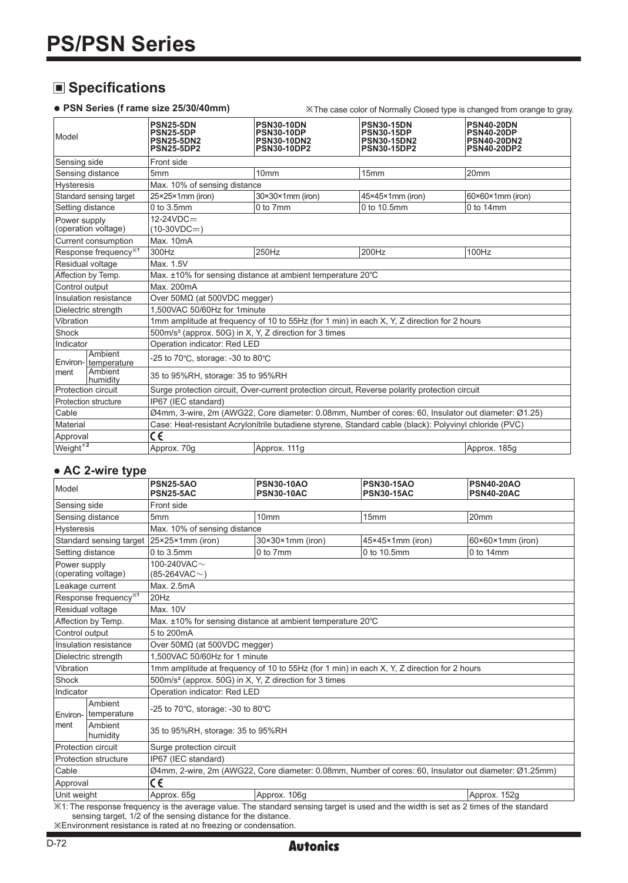# PS/PSN Series

## ■ Specifications

● **PSN Series (f rame size 25/30/40mm)**

※The case color of Normally Closed type is changed from orange to gray.

| Model | | PSN25-5DN<br>PSN25-5DP<br>PSN25-5DN2<br>PSN25-5DP2 | PSN30-10DN<br>PSN30-10DP<br>PSN30-10DN2<br>PSN30-10DP2 | PSN30-15DN<br>PSN30-15DP<br>PSN30-15DN2<br>PSN30-15DP2 | PSN40-20DN<br>PSN40-20DP<br>PSN40-20DN2<br>PSN40-20DP2 |
|---|---|---|---|---|---|
| Sensing side | | Front side | | | |
| Sensing distance | | 5mm | 10mm | 15mm | 20mm |
| Hysteresis | | Max. 10% of sensing distance | | | |
| Standard sensing target | | 25×25×1mm (iron) | 30×30×1mm (iron) | 45×45×1mm (iron) | 60×60×1mm (iron) |
| Setting distance | | 0 to 3.5mm | 0 to 7mm | 0 to 10.5mm | 0 to 14mm |
| Power supply (operation voltage) | | 12-24VDC⎓ (10-30VDC⎓) | | | |
| Current consumption | | Max. 10mA | | | |
| Response frequency※1 | | 300Hz | 250Hz | 200Hz | 100Hz |
| Residual voltage | | Max. 1.5V | | | |
| Affection by Temp. | | Max. ±10% for sensing distance at ambient temperature 20℃ | | | |
| Control output | | Max. 200mA | | | |
| Insulation resistance | | Over 50MΩ (at 500VDC megger) | | | |
| Dielectric strength | | 1,500VAC 50/60Hz for 1minute | | | |
| Vibration | | 1mm amplitude at frequency of 10 to 55Hz (for 1 min) in each X, Y, Z direction for 2 hours | | | |
| Shock | | 500m/s² (approx. 50G) in X, Y, Z direction for 3 times | | | |
| Indicator | | Operation indicator: Red LED | | | |
| Environ-ment | Ambient temperature | -25 to 70℃, storage: -30 to 80℃ | | | |
| | Ambient humidity | 35 to 95%RH, storage: 35 to 95%RH | | | |
| Protection circuit | | Surge protection circuit, Over-current protection circuit, Reverse polarity protection circuit | | | |
| Protection structure | | IP67 (IEC standard) | | | |
| Cable | | Ø4mm, 3-wire, 2m (AWG22, Core diameter: 0.08mm, Number of cores: 60, Insulator out diameter: Ø1.25) | | | |
| Material | | Case: Heat-resistant Acrylonitrile butadiene styrene, Standard cable (black): Polyvinyl chloride (PVC) | | | |
| Approval | | CE | | | |
| Weight※2 | | Approx. 70g | Approx. 111g | | Approx. 185g |

● **AC 2-wire type**

| Model | | PSN25-5AO<br>PSN25-5AC | PSN30-10AO<br>PSN30-10AC | PSN30-15AO<br>PSN30-15AC | PSN40-20AO<br>PSN40-20AC |
|---|---|---|---|---|---|
| Sensing side | | Front side | | | |
| Sensing distance | | 5mm | 10mm | 15mm | 20mm |
| Hysteresis | | Max. 10% of sensing distance | | | |
| Standard sensing target | | 25×25×1mm (iron) | 30×30×1mm (iron) | 45×45×1mm (iron) | 60×60×1mm (iron) |
| Setting distance | | 0 to 3.5mm | 0 to 7mm | 0 to 10.5mm | 0 to 14mm |
| Power supply (operating voltage) | | 100-240VAC∼ (85-264VAC∼) | | | |
| Leakage current | | Max. 2.5mA | | | |
| Response frequency※1 | | 20Hz | | | |
| Residual voltage | | Max. 10V | | | |
| Affection by Temp. | | Max. ±10% for sensing distance at ambient temperature 20℃ | | | |
| Control output | | 5 to 200mA | | | |
| Insulation resistance | | Over 50MΩ (at 500VDC megger) | | | |
| Dielectric strength | | 1,500VAC 50/60Hz for 1 minute | | | |
| Vibration | | 1mm amplitude at frequency of 10 to 55Hz (for 1 min) in each X, Y, Z direction for 2 hours | | | |
| Shock | | 500m/s² (approx. 50G) in X, Y, Z direction for 3 times | | | |
| Indicator | | Operation indicator: Red LED | | | |
| Environ-ment | Ambient temperature | -25 to 70℃, storage: -30 to 80℃ | | | |
| | Ambient humidity | 35 to 95%RH, storage: 35 to 95%RH | | | |
| Protection circuit | | Surge protection circuit | | | |
| Protection structure | | IP67 (IEC standard) | | | |
| Cable | | Ø4mm, 2-wire, 2m (AWG22, Core diameter: 0.08mm, Number of cores: 60, Insulator out diameter: Ø1.25mm) | | | |
| Approval | | CE | | | |
| Unit weight | | Approx. 65g | Approx. 106g | | Approx. 152g |

※1: The response frequency is the average value. The standard sensing target is used and the width is set as 2 times of the standard sensing target, 1/2 of the sensing distance for the distance.

※Environment resistance is rated at no freezing or condensation.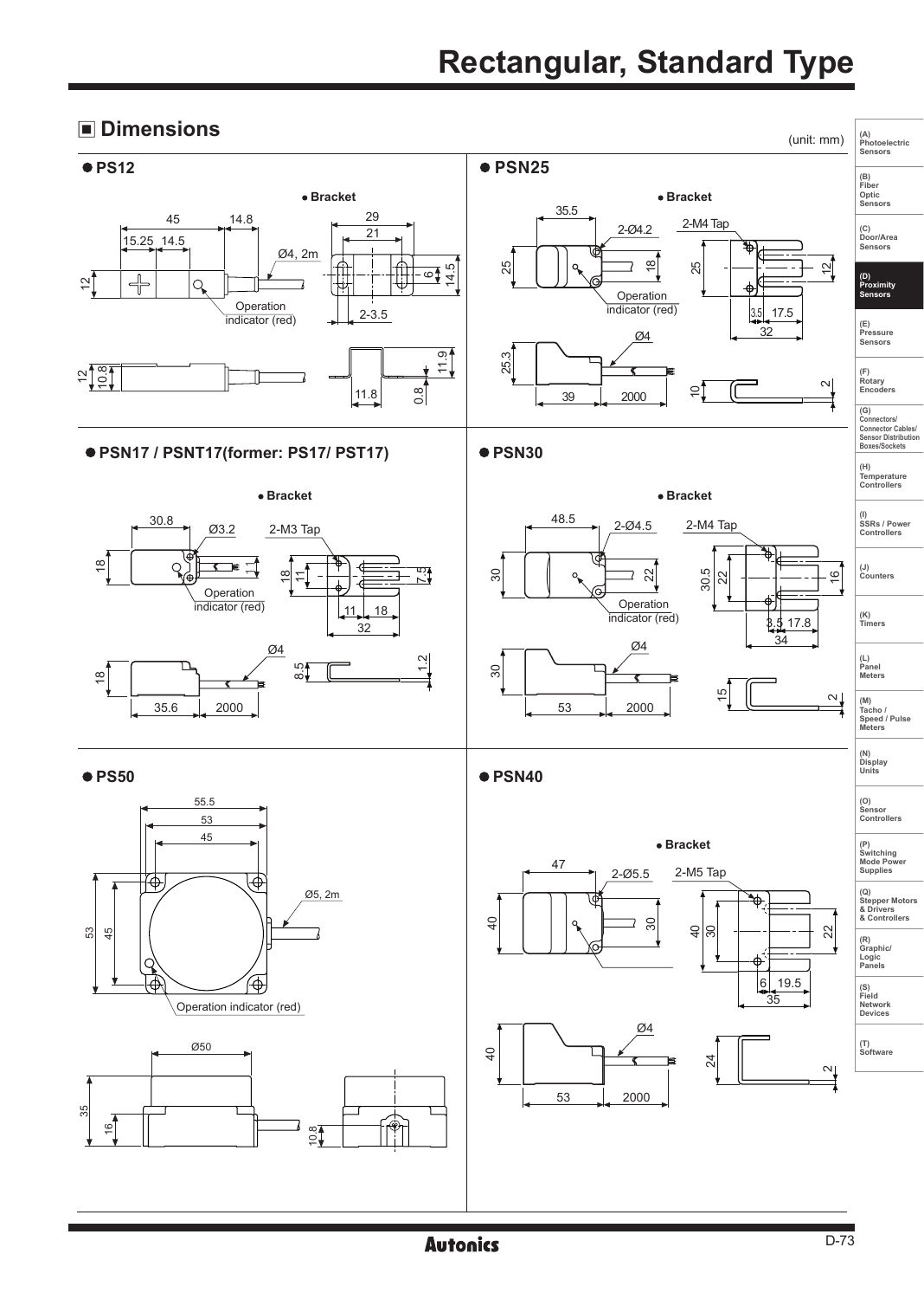# Rectangular, Standard Type

## ■ Dimensions

(unit: mm)

### ● PS12

● Bracket

45, 14.8, 15.25, 14.5, 12, Ø4, 2m

Operation indicator (red)

29, 21, 6, 14.5, 2-3.5

12, 10.8, 11.8, 0.8, 11.9

### ● PSN25

● Bracket

35.5, 2-Ø4.2, 2-M4 Tap, 25, 18, 25, 12

Operation indicator (red)

3.5, 17.5, 32

Ø4, 25.3, 39, 2000, 10, 2

### ● PSN17 / PSNT17(former: PS17/ PST17)

● Bracket

30.8, Ø3.2, 2-M3 Tap, 18, 11, 18, 11, 7.5

Operation indicator (red)

11, 18, 32

Ø4, 18, 35.6, 2000, 8.5, 1.2

### ● PSN30

● Bracket

48.5, 2-Ø4.5, 2-M4 Tap, 30, 22, 30.5, 22, 16

Operation indicator (red)

3.5, 17.8, 34

Ø4, 30, 53, 2000, 15, 2

### ● PS50

55.5, 53, 45, Ø5, 2m, 53, 45

Operation indicator (red)

Ø50, 35, 16, 10.8

### ● PSN40

● Bracket

47, 2-Ø5.5, 2-M5 Tap, 40, 30, 40, 30, 22

6, 19.5, 35

Ø4, 40, 53, 2000, 24, 2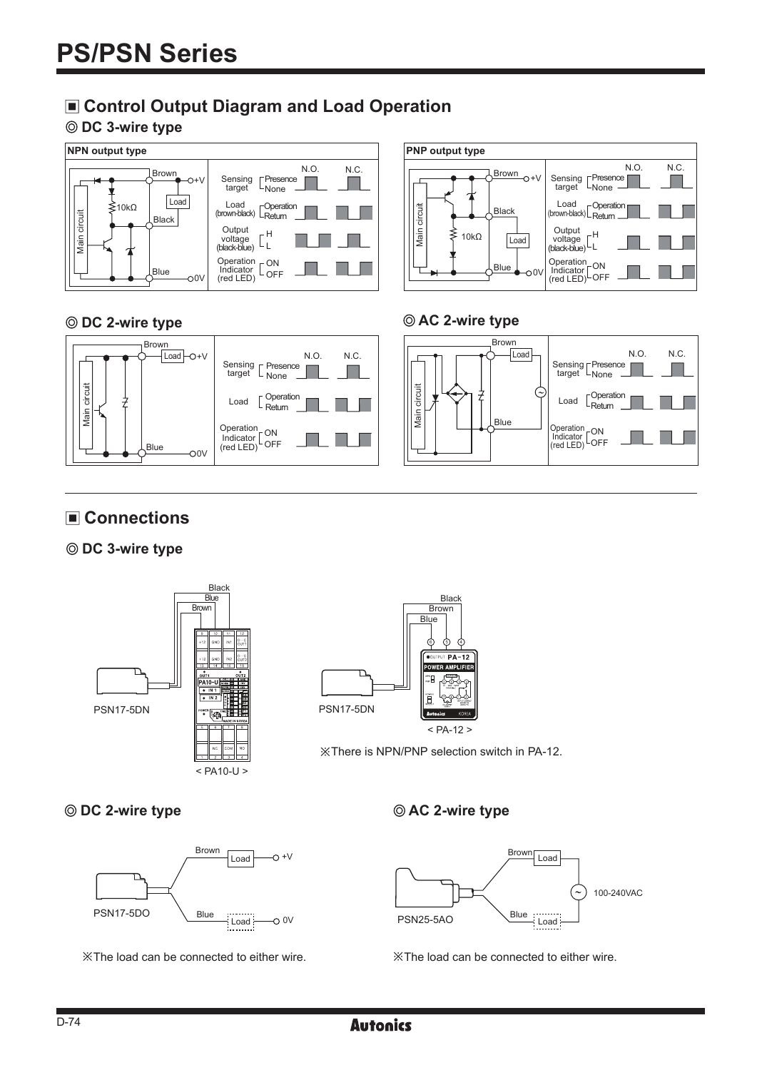# PS/PSN Series

## ■ Control Output Diagram and Load Operation

### ◎ DC 3-wire type

**NPN output type**

Main circuit, 10kΩ, Brown +V, Load, Black, Blue 0V

| | | N.O. | N.C. |
|---|---|---|---|
| Sensing target | Presence / None | | |
| Load (brown-black) | Operation / Return | | |
| Output voltage (black-blue) | H / L | | |
| Operation Indicator (red LED) | ON / OFF | | |

**PNP output type**

Main circuit, 10kΩ, Brown +V, Black, Load, Blue 0V

| | | N.O. | N.C. |
|---|---|---|---|
| Sensing target | Presence / None | | |
| Load (brown-black) | Operation / Return | | |
| Output voltage (black-blue) | H / L | | |
| Operation Indicator (red LED) | ON / OFF | | |

### ◎ DC 2-wire type

Main circuit, Brown, Load, +V, Blue, 0V

| | | N.O. | N.C. |
|---|---|---|---|
| Sensing target | Presence / None | | |
| Load | Operation / Return | | |
| Operation Indicator (red LED) | ON / OFF | | |

### ◎ AC 2-wire type

Main circuit, Brown, Load, ~, Blue

| | | N.O. | N.C. |
|---|---|---|---|
| Sensing target | Presence / None | | |
| Load | Operation / Return | | |
| Operation Indicator (red LED) | ON / OFF | | |

## ■ Connections

### ◎ DC 3-wire type

Black, Blue, Brown — PSN17-5DN — < PA10-U >

Black, Brown, Blue — PSN17-5DN — < PA-12 >

※There is NPN/PNP selection switch in PA-12.

### ◎ DC 2-wire type

PSN17-5DO — Brown — Load — +V; Blue — Load — 0V

※The load can be connected to either wire.

### ◎ AC 2-wire type

PSN25-5AO — Brown — Load; Blue — Load; ~ 100-240VAC

※The load can be connected to either wire.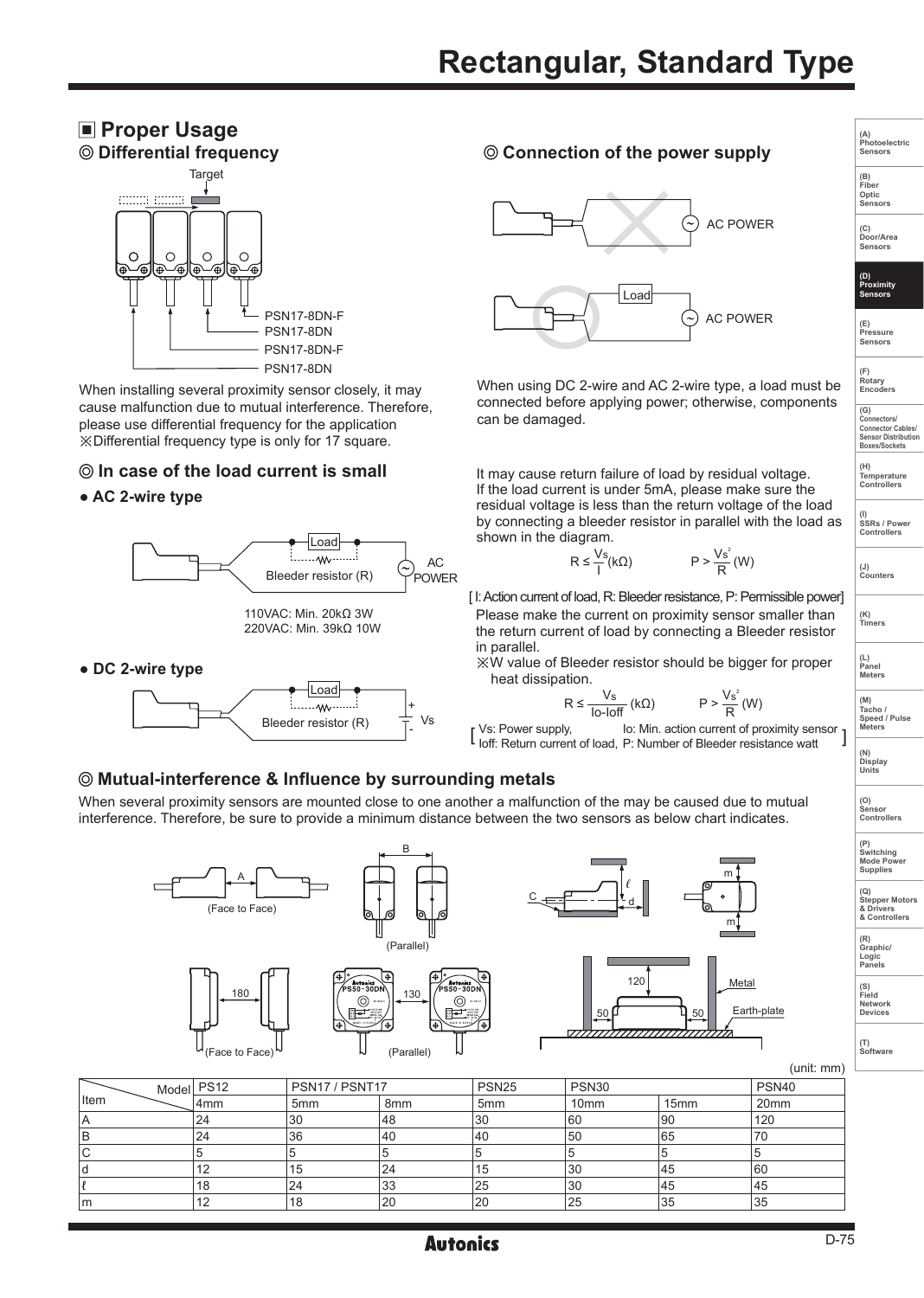# Rectangular, Standard Type

## ■ Proper Usage

### ◎ Differential frequency

Target

PSN17-8DN-F
PSN17-8DN
PSN17-8DN-F
PSN17-8DN

When installing several proximity sensor closely, it may cause malfunction due to mutual interference. Therefore, please use differential frequency for the application
※Differential frequency type is only for 17 square.

### ◎ Connection of the power supply

AC POWER

Load

AC POWER

When using DC 2-wire and AC 2-wire type, a load must be connected before applying power; otherwise, components can be damaged.

### ◎ In case of the load current is small

**● AC 2-wire type**

Load

Bleeder resistor (R)

AC POWER

110VAC: Min. 20kΩ 3W
220VAC: Min. 39kΩ 10W

It may cause return failure of load by residual voltage.
If the load current is under 5mA, please make sure the residual voltage is less than the return voltage of the load by connecting a bleeder resistor in parallel with the load as shown in the diagram.

$R \leq \frac{Vs}{I}(k\Omega)$ $P > \frac{Vs^2}{R}$ (W)

[ I: Action current of load, R: Bleeder resistance, P: Permissible power]

**● DC 2-wire type**

Load

Bleeder resistor (R)

Vs

Please make the current on proximity sensor smaller than the return current of load by connecting a Bleeder resistor in parallel.
※W value of Bleeder resistor should be bigger for proper heat dissipation.

$R \leq \frac{Vs}{Io\text{-}Ioff}$ (kΩ) $P > \frac{Vs^2}{R}$ (W)

[ Vs: Power supply, Io: Min. action current of proximity sensor
Ioff: Return current of load, P: Number of Bleeder resistance watt ]

### ◎ Mutual-interference & Influence by surrounding metals

When several proximity sensors are mounted close to one another a malfunction of the may be caused due to mutual interference. Therefore, be sure to provide a minimum distance between the two sensors as below chart indicates.

A
(Face to Face)
B
(Parallel)
C
ℓ
d
m
m
180
(Face to Face)
130
(Parallel)
120
Metal
50
50
Earth-plate

(unit: mm)

| Item \ Model | PS12 | PSN17 / PSNT17 | | PSN25 | PSN30 | | PSN40 |
|---|---|---|---|---|---|---|---|
| | 4mm | 5mm | 8mm | 5mm | 10mm | 15mm | 20mm |
| A | 24 | 30 | 48 | 30 | 60 | 90 | 120 |
| B | 24 | 36 | 40 | 40 | 50 | 65 | 70 |
| C | 5 | 5 | 5 | 5 | 5 | 5 | 5 |
| d | 12 | 15 | 24 | 15 | 30 | 45 | 60 |
| ℓ | 18 | 24 | 33 | 25 | 30 | 45 | 45 |
| m | 12 | 18 | 20 | 20 | 25 | 35 | 35 |